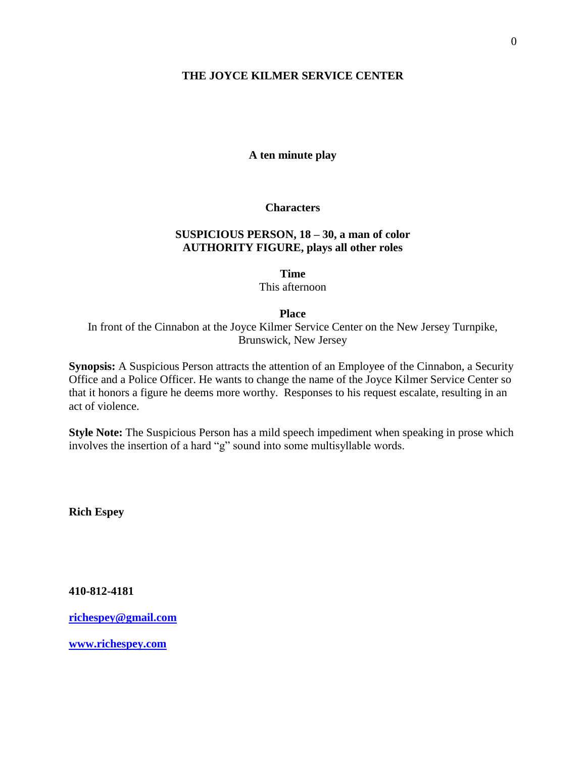# THE JOYCE KILMER SERVICE CENTER

**A ten minute play**

**Characters**

**SUSPICIOUS PERSON, 18 – 30, a man of color**
**AUTHORITY FIGURE, plays all other roles**

**Time**
This afternoon

**Place**
In front of the Cinnabon at the Joyce Kilmer Service Center on the New Jersey Turnpike, Brunswick, New Jersey

**Synopsis:** A Suspicious Person attracts the attention of an Employee of the Cinnabon, a Security Office and a Police Officer. He wants to change the name of the Joyce Kilmer Service Center so that it honors a figure he deems more worthy. Responses to his request escalate, resulting in an act of violence.

**Style Note:** The Suspicious Person has a mild speech impediment when speaking in prose which involves the insertion of a hard "g" sound into some multisyllable words.

**Rich Espey**

**410-812-4181**

**richespey@gmail.com**

**www.richespey.com**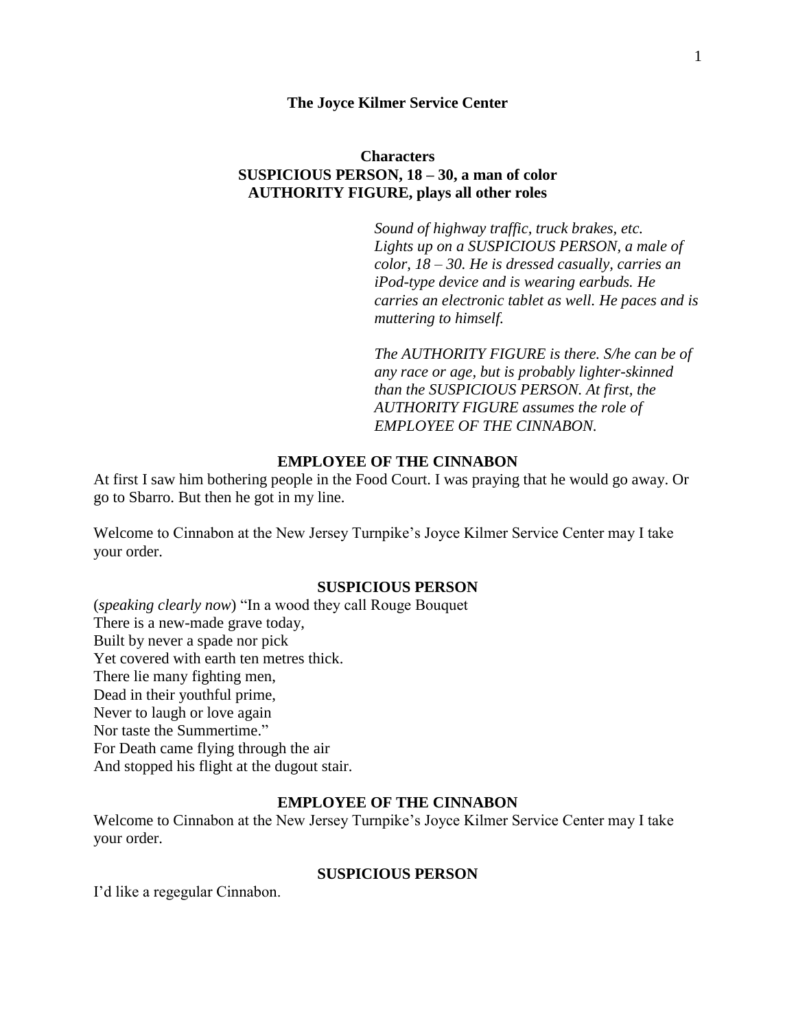**The Joyce Kilmer Service Center**

**Characters**
**SUSPICIOUS PERSON, 18 – 30, a man of color**
**AUTHORITY FIGURE, plays all other roles**

*Sound of highway traffic, truck brakes, etc. Lights up on a SUSPICIOUS PERSON, a male of color, 18 – 30. He is dressed casually, carries an iPod-type device and is wearing earbuds. He carries an electronic tablet as well. He paces and is muttering to himself.*

*The AUTHORITY FIGURE is there. S/he can be of any race or age, but is probably lighter-skinned than the SUSPICIOUS PERSON. At first, the AUTHORITY FIGURE assumes the role of EMPLOYEE OF THE CINNABON.*

**EMPLOYEE OF THE CINNABON**

At first I saw him bothering people in the Food Court. I was praying that he would go away. Or go to Sbarro. But then he got in my line.

Welcome to Cinnabon at the New Jersey Turnpike's Joyce Kilmer Service Center may I take your order.

**SUSPICIOUS PERSON**

(*speaking clearly now*) "In a wood they call Rouge Bouquet
There is a new-made grave today,
Built by never a spade nor pick
Yet covered with earth ten metres thick.
There lie many fighting men,
Dead in their youthful prime,
Never to laugh or love again
Nor taste the Summertime."
For Death came flying through the air
And stopped his flight at the dugout stair.

**EMPLOYEE OF THE CINNABON**

Welcome to Cinnabon at the New Jersey Turnpike's Joyce Kilmer Service Center may I take your order.

**SUSPICIOUS PERSON**

I'd like a regegular Cinnabon.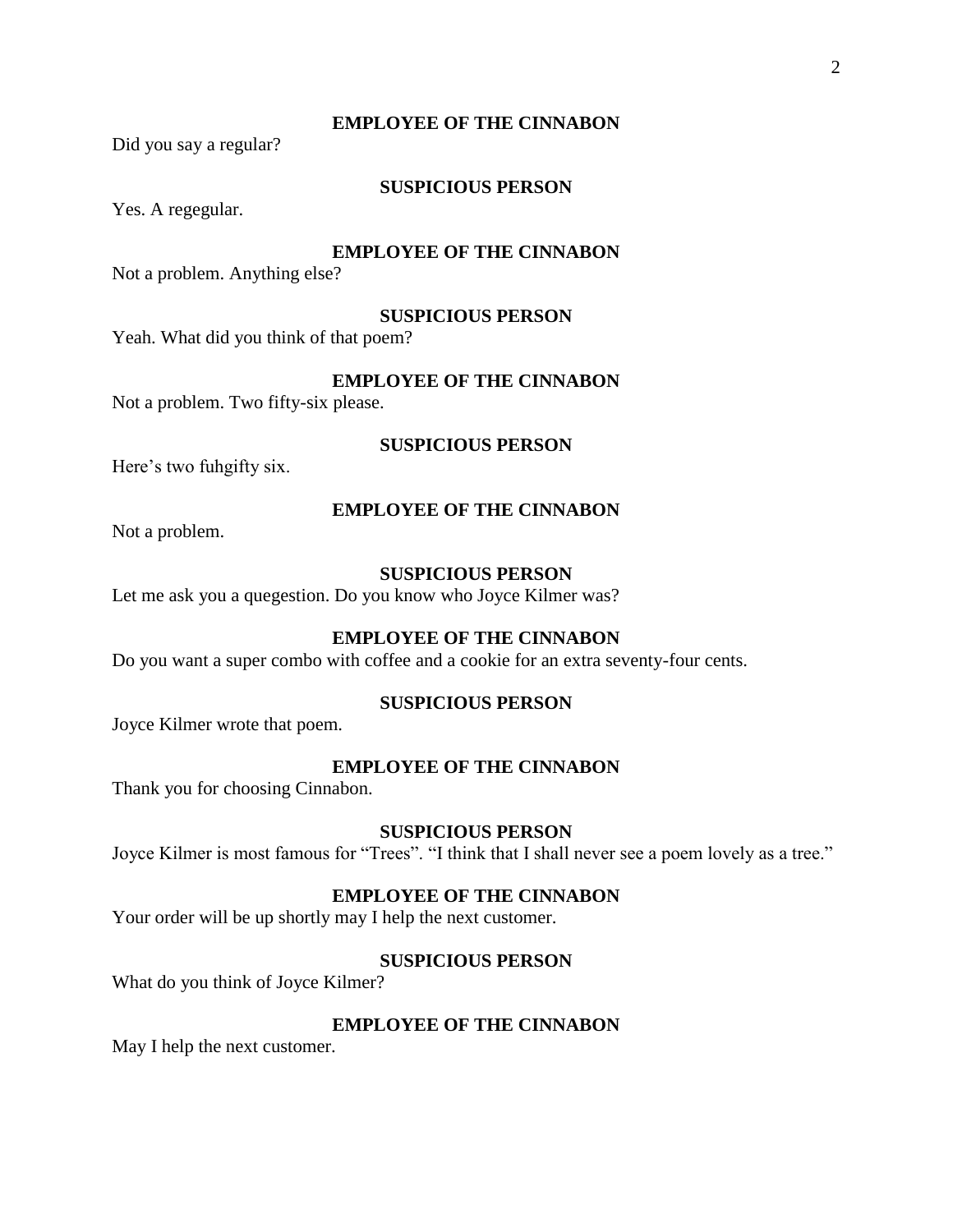**EMPLOYEE OF THE CINNABON**

Did you say a regular?

**SUSPICIOUS PERSON**

Yes. A regegular.

**EMPLOYEE OF THE CINNABON**

Not a problem. Anything else?

**SUSPICIOUS PERSON**

Yeah. What did you think of that poem?

**EMPLOYEE OF THE CINNABON**

Not a problem. Two fifty-six please.

**SUSPICIOUS PERSON**

Here's two fuhgifty six.

**EMPLOYEE OF THE CINNABON**

Not a problem.

**SUSPICIOUS PERSON**

Let me ask you a quegestion. Do you know who Joyce Kilmer was?

**EMPLOYEE OF THE CINNABON**

Do you want a super combo with coffee and a cookie for an extra seventy-four cents.

**SUSPICIOUS PERSON**

Joyce Kilmer wrote that poem.

**EMPLOYEE OF THE CINNABON**

Thank you for choosing Cinnabon.

**SUSPICIOUS PERSON**

Joyce Kilmer is most famous for "Trees". "I think that I shall never see a poem lovely as a tree."

**EMPLOYEE OF THE CINNABON**

Your order will be up shortly may I help the next customer.

**SUSPICIOUS PERSON**

What do you think of Joyce Kilmer?

**EMPLOYEE OF THE CINNABON**

May I help the next customer.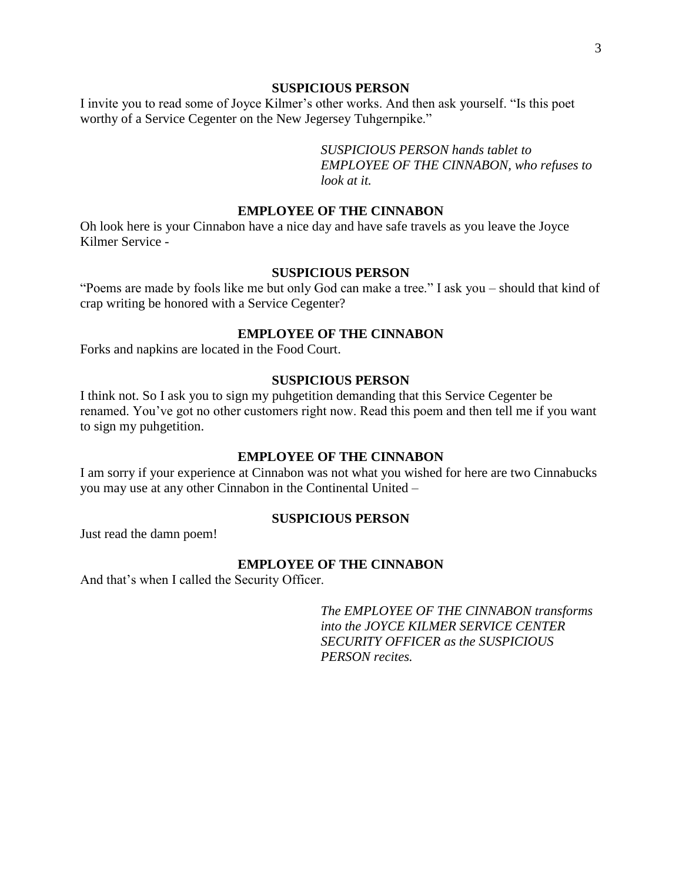**SUSPICIOUS PERSON**

I invite you to read some of Joyce Kilmer's other works. And then ask yourself. "Is this poet worthy of a Service Cegenter on the New Jegersey Tuhgernpike."

*SUSPICIOUS PERSON hands tablet to EMPLOYEE OF THE CINNABON, who refuses to look at it.*

**EMPLOYEE OF THE CINNABON**

Oh look here is your Cinnabon have a nice day and have safe travels as you leave the Joyce Kilmer Service -

**SUSPICIOUS PERSON**

"Poems are made by fools like me but only God can make a tree." I ask you – should that kind of crap writing be honored with a Service Cegenter?

**EMPLOYEE OF THE CINNABON**

Forks and napkins are located in the Food Court.

**SUSPICIOUS PERSON**

I think not. So I ask you to sign my puhgetition demanding that this Service Cegenter be renamed. You've got no other customers right now. Read this poem and then tell me if you want to sign my puhgetition.

**EMPLOYEE OF THE CINNABON**

I am sorry if your experience at Cinnabon was not what you wished for here are two Cinnabucks you may use at any other Cinnabon in the Continental United –

**SUSPICIOUS PERSON**

Just read the damn poem!

**EMPLOYEE OF THE CINNABON**

And that's when I called the Security Officer.

*The EMPLOYEE OF THE CINNABON transforms into the JOYCE KILMER SERVICE CENTER SECURITY OFFICER as the SUSPICIOUS PERSON recites.*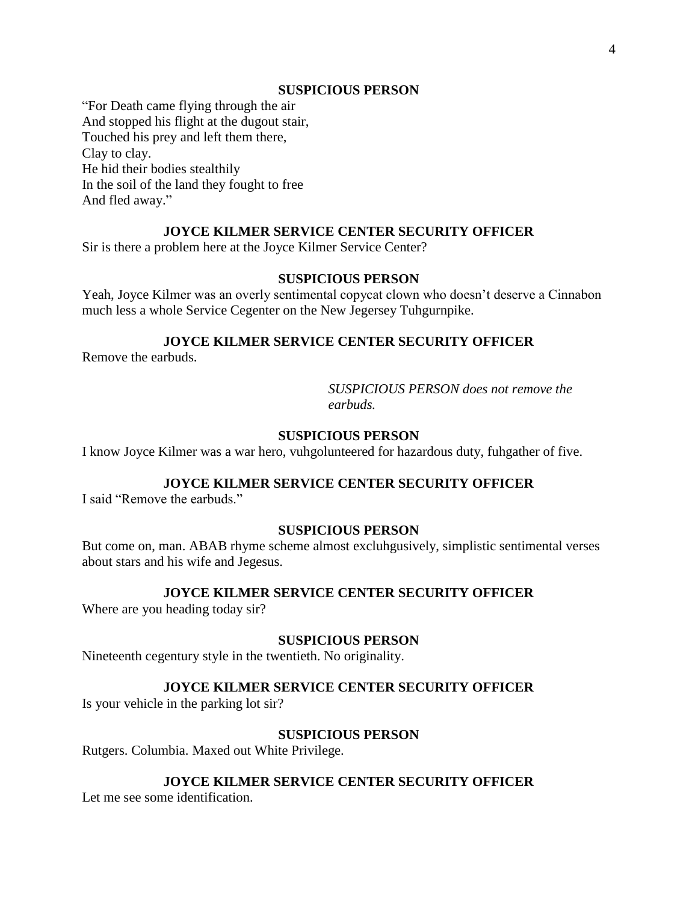**SUSPICIOUS PERSON**

"For Death came flying through the air  
And stopped his flight at the dugout stair,  
Touched his prey and left them there,  
Clay to clay.  
He hid their bodies stealthily  
In the soil of the land they fought to free  
And fled away."

**JOYCE KILMER SERVICE CENTER SECURITY OFFICER**

Sir is there a problem here at the Joyce Kilmer Service Center?

**SUSPICIOUS PERSON**

Yeah, Joyce Kilmer was an overly sentimental copycat clown who doesn't deserve a Cinnabon much less a whole Service Cegenter on the New Jegersey Tuhgurnpike.

**JOYCE KILMER SERVICE CENTER SECURITY OFFICER**

Remove the earbuds.

*SUSPICIOUS PERSON does not remove the earbuds.*

**SUSPICIOUS PERSON**

I know Joyce Kilmer was a war hero, vuhgolunteered for hazardous duty, fuhgather of five.

**JOYCE KILMER SERVICE CENTER SECURITY OFFICER**

I said "Remove the earbuds."

**SUSPICIOUS PERSON**

But come on, man. ABAB rhyme scheme almost excluhgusively, simplistic sentimental verses about stars and his wife and Jegesus.

**JOYCE KILMER SERVICE CENTER SECURITY OFFICER**

Where are you heading today sir?

**SUSPICIOUS PERSON**

Nineteenth cegentury style in the twentieth. No originality.

**JOYCE KILMER SERVICE CENTER SECURITY OFFICER**

Is your vehicle in the parking lot sir?

**SUSPICIOUS PERSON**

Rutgers. Columbia. Maxed out White Privilege.

**JOYCE KILMER SERVICE CENTER SECURITY OFFICER**

Let me see some identification.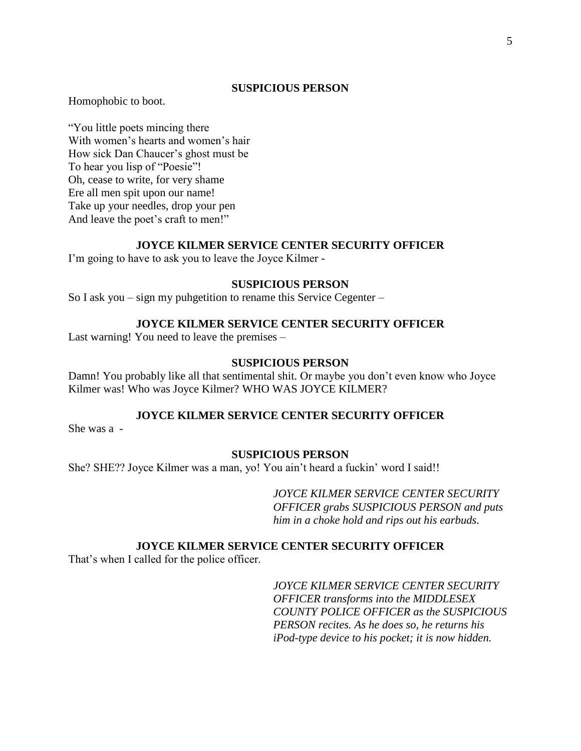**SUSPICIOUS PERSON**

Homophobic to boot.

"You little poets mincing there
With women's hearts and women's hair
How sick Dan Chaucer's ghost must be
To hear you lisp of "Poesie"!
Oh, cease to write, for very shame
Ere all men spit upon our name!
Take up your needles, drop your pen
And leave the poet's craft to men!"

**JOYCE KILMER SERVICE CENTER SECURITY OFFICER**

I'm going to have to ask you to leave the Joyce Kilmer -

**SUSPICIOUS PERSON**

So I ask you – sign my puhgetition to rename this Service Cegenter –

**JOYCE KILMER SERVICE CENTER SECURITY OFFICER**

Last warning! You need to leave the premises –

**SUSPICIOUS PERSON**

Damn! You probably like all that sentimental shit. Or maybe you don't even know who Joyce Kilmer was! Who was Joyce Kilmer? WHO WAS JOYCE KILMER?

**JOYCE KILMER SERVICE CENTER SECURITY OFFICER**

She was a -

**SUSPICIOUS PERSON**

She? SHE?? Joyce Kilmer was a man, yo! You ain't heard a fuckin' word I said!!

*JOYCE KILMER SERVICE CENTER SECURITY OFFICER grabs SUSPICIOUS PERSON and puts him in a choke hold and rips out his earbuds.*

**JOYCE KILMER SERVICE CENTER SECURITY OFFICER**

That's when I called for the police officer.

*JOYCE KILMER SERVICE CENTER SECURITY OFFICER transforms into the MIDDLESEX COUNTY POLICE OFFICER as the SUSPICIOUS PERSON recites. As he does so, he returns his iPod-type device to his pocket; it is now hidden.*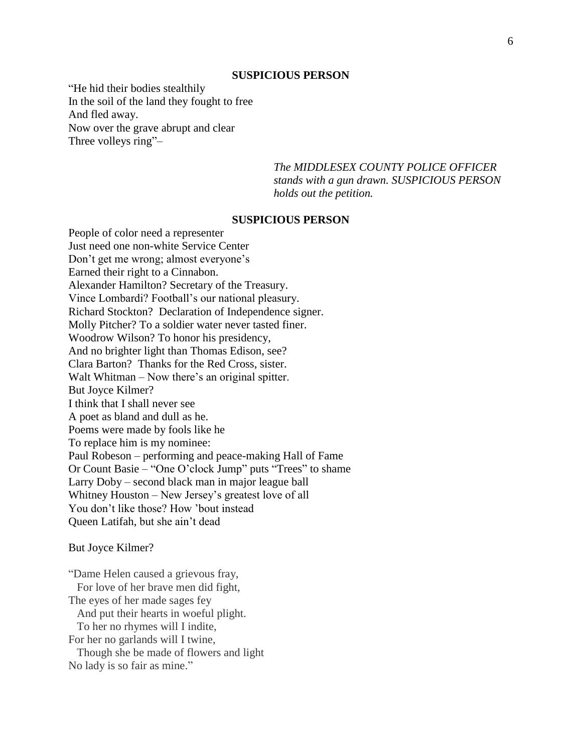**SUSPICIOUS PERSON**

"He hid their bodies stealthily  
In the soil of the land they fought to free  
And fled away.  
Now over the grave abrupt and clear  
Three volleys ring"–

*The MIDDLESEX COUNTY POLICE OFFICER stands with a gun drawn. SUSPICIOUS PERSON holds out the petition.*

**SUSPICIOUS PERSON**

People of color need a representer  
Just need one non-white Service Center  
Don't get me wrong; almost everyone's  
Earned their right to a Cinnabon.  
Alexander Hamilton? Secretary of the Treasury.  
Vince Lombardi? Football's our national pleasury.  
Richard Stockton? Declaration of Independence signer.  
Molly Pitcher? To a soldier water never tasted finer.  
Woodrow Wilson? To honor his presidency,  
And no brighter light than Thomas Edison, see?  
Clara Barton? Thanks for the Red Cross, sister.  
Walt Whitman – Now there's an original spitter.  
But Joyce Kilmer?  
I think that I shall never see  
A poet as bland and dull as he.  
Poems were made by fools like he  
To replace him is my nominee:  
Paul Robeson – performing and peace-making Hall of Fame  
Or Count Basie – "One O'clock Jump" puts "Trees" to shame  
Larry Doby – second black man in major league ball  
Whitney Houston – New Jersey's greatest love of all  
You don't like those? How 'bout instead  
Queen Latifah, but she ain't dead

But Joyce Kilmer?

"Dame Helen caused a grievous fray,  
  For love of her brave men did fight,  
The eyes of her made sages fey  
  And put their hearts in woeful plight.  
  To her no rhymes will I indite,  
For her no garlands will I twine,  
  Though she be made of flowers and light  
No lady is so fair as mine."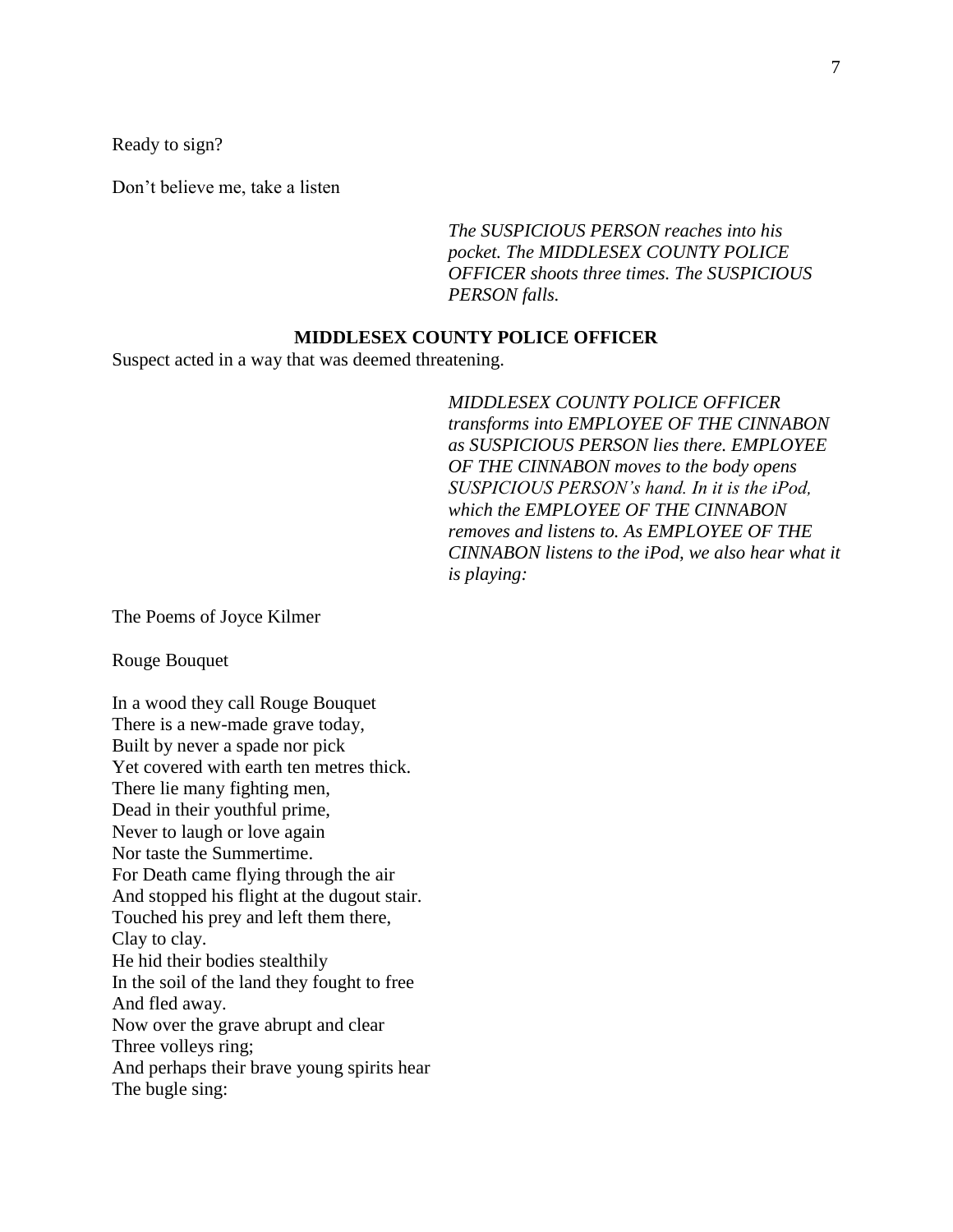Ready to sign?

Don't believe me, take a listen

*The SUSPICIOUS PERSON reaches into his pocket. The MIDDLESEX COUNTY POLICE OFFICER shoots three times. The SUSPICIOUS PERSON falls.*

**MIDDLESEX COUNTY POLICE OFFICER**

Suspect acted in a way that was deemed threatening.

*MIDDLESEX COUNTY POLICE OFFICER transforms into EMPLOYEE OF THE CINNABON as SUSPICIOUS PERSON lies there. EMPLOYEE OF THE CINNABON moves to the body opens SUSPICIOUS PERSON's hand. In it is the iPod, which the EMPLOYEE OF THE CINNABON removes and listens to. As EMPLOYEE OF THE CINNABON listens to the iPod, we also hear what it is playing:*

The Poems of Joyce Kilmer

Rouge Bouquet

In a wood they call Rouge Bouquet  
There is a new-made grave today,  
Built by never a spade nor pick  
Yet covered with earth ten metres thick.  
There lie many fighting men,  
Dead in their youthful prime,  
Never to laugh or love again  
Nor taste the Summertime.  
For Death came flying through the air  
And stopped his flight at the dugout stair.  
Touched his prey and left them there,  
Clay to clay.  
He hid their bodies stealthily  
In the soil of the land they fought to free  
And fled away.  
Now over the grave abrupt and clear  
Three volleys ring;  
And perhaps their brave young spirits hear  
The bugle sing: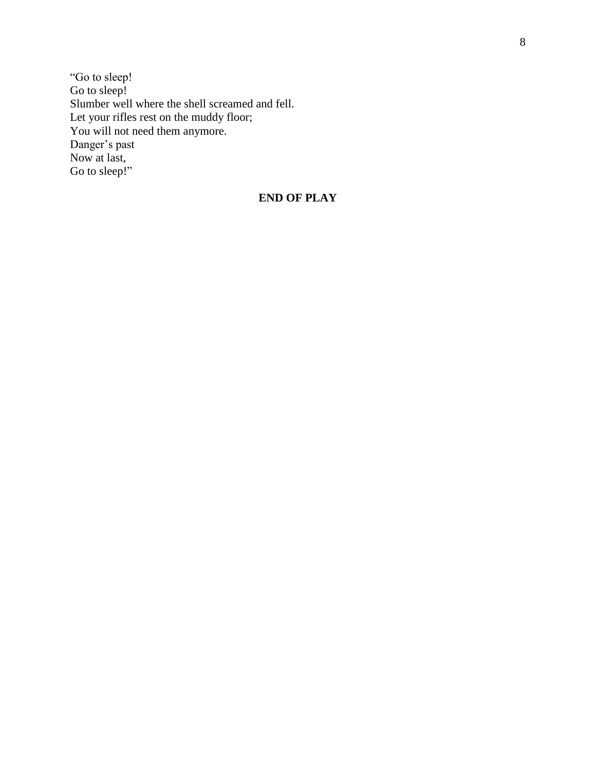"Go to sleep!
Go to sleep!
Slumber well where the shell screamed and fell.
Let your rifles rest on the muddy floor;
You will not need them anymore.
Danger's past
Now at last,
Go to sleep!"

**END OF PLAY**